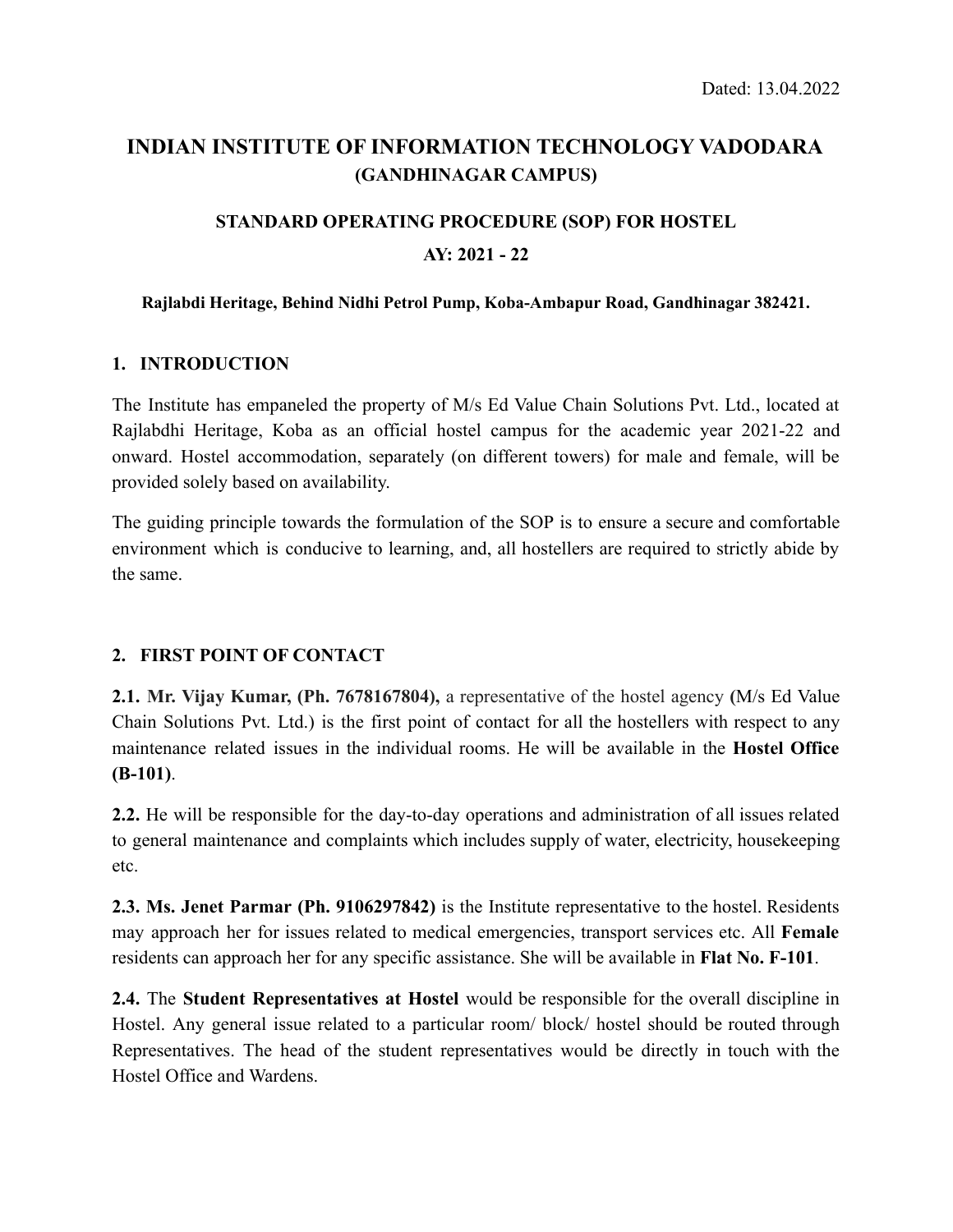Dated: 13.04.2022

# INDIAN INSTITUTE OF INFORMATION TECHNOLOGY VADODARA
## (GANDHINAGAR CAMPUS)

### STANDARD OPERATING PROCEDURE (SOP) FOR HOSTEL

### AY: 2021 - 22

**Rajlabdi Heritage, Behind Nidhi Petrol Pump, Koba-Ambapur Road, Gandhinagar 382421.**

## 1. INTRODUCTION

The Institute has empaneled the property of M/s Ed Value Chain Solutions Pvt. Ltd., located at Rajlabdhi Heritage, Koba as an official hostel campus for the academic year 2021-22 and onward. Hostel accommodation, separately (on different towers) for male and female, will be provided solely based on availability.

The guiding principle towards the formulation of the SOP is to ensure a secure and comfortable environment which is conducive to learning, and, all hostellers are required to strictly abide by the same.

## 2. FIRST POINT OF CONTACT

**2.1. Mr. Vijay Kumar, (Ph. 7678167804),** a representative of the hostel agency (M/s Ed Value Chain Solutions Pvt. Ltd.) is the first point of contact for all the hostellers with respect to any maintenance related issues in the individual rooms. He will be available in the **Hostel Office (B-101)**.

**2.2.** He will be responsible for the day-to-day operations and administration of all issues related to general maintenance and complaints which includes supply of water, electricity, housekeeping etc.

**2.3. Ms. Jenet Parmar (Ph. 9106297842)** is the Institute representative to the hostel. Residents may approach her for issues related to medical emergencies, transport services etc. All **Female** residents can approach her for any specific assistance. She will be available in **Flat No. F-101**.

**2.4.** The **Student Representatives at Hostel** would be responsible for the overall discipline in Hostel. Any general issue related to a particular room/ block/ hostel should be routed through Representatives. The head of the student representatives would be directly in touch with the Hostel Office and Wardens.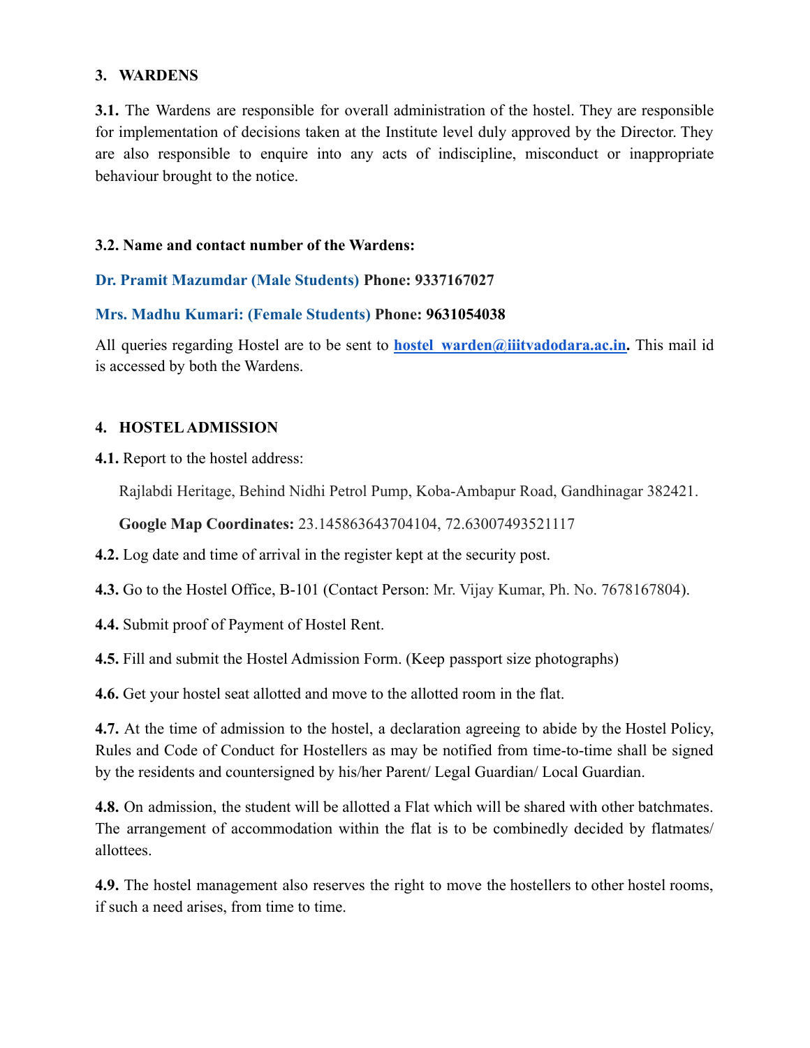## 3. WARDENS

**3.1.** The Wardens are responsible for overall administration of the hostel. They are responsible for implementation of decisions taken at the Institute level duly approved by the Director. They are also responsible to enquire into any acts of indiscipline, misconduct or inappropriate behaviour brought to the notice.

### 3.2. Name and contact number of the Wardens:

**Dr. Pramit Mazumdar (Male Students) Phone: 9337167027**

**Mrs. Madhu Kumari: (Female Students) Phone: 9631054038**

All queries regarding Hostel are to be sent to **hostel_warden@iiitvadodara.ac.in.** This mail id is accessed by both the Wardens.

## 4. HOSTEL ADMISSION

**4.1.** Report to the hostel address:

Rajlabdi Heritage, Behind Nidhi Petrol Pump, Koba-Ambapur Road, Gandhinagar 382421.

**Google Map Coordinates:** 23.145863643704104, 72.63007493521117

**4.2.** Log date and time of arrival in the register kept at the security post.

**4.3.** Go to the Hostel Office, B-101 (Contact Person: Mr. Vijay Kumar, Ph. No. 7678167804).

**4.4.** Submit proof of Payment of Hostel Rent.

**4.5.** Fill and submit the Hostel Admission Form. (Keep passport size photographs)

**4.6.** Get your hostel seat allotted and move to the allotted room in the flat.

**4.7.** At the time of admission to the hostel, a declaration agreeing to abide by the Hostel Policy, Rules and Code of Conduct for Hostellers as may be notified from time-to-time shall be signed by the residents and countersigned by his/her Parent/ Legal Guardian/ Local Guardian.

**4.8.** On admission, the student will be allotted a Flat which will be shared with other batchmates. The arrangement of accommodation within the flat is to be combinedly decided by flatmates/ allottees.

**4.9.** The hostel management also reserves the right to move the hostellers to other hostel rooms, if such a need arises, from time to time.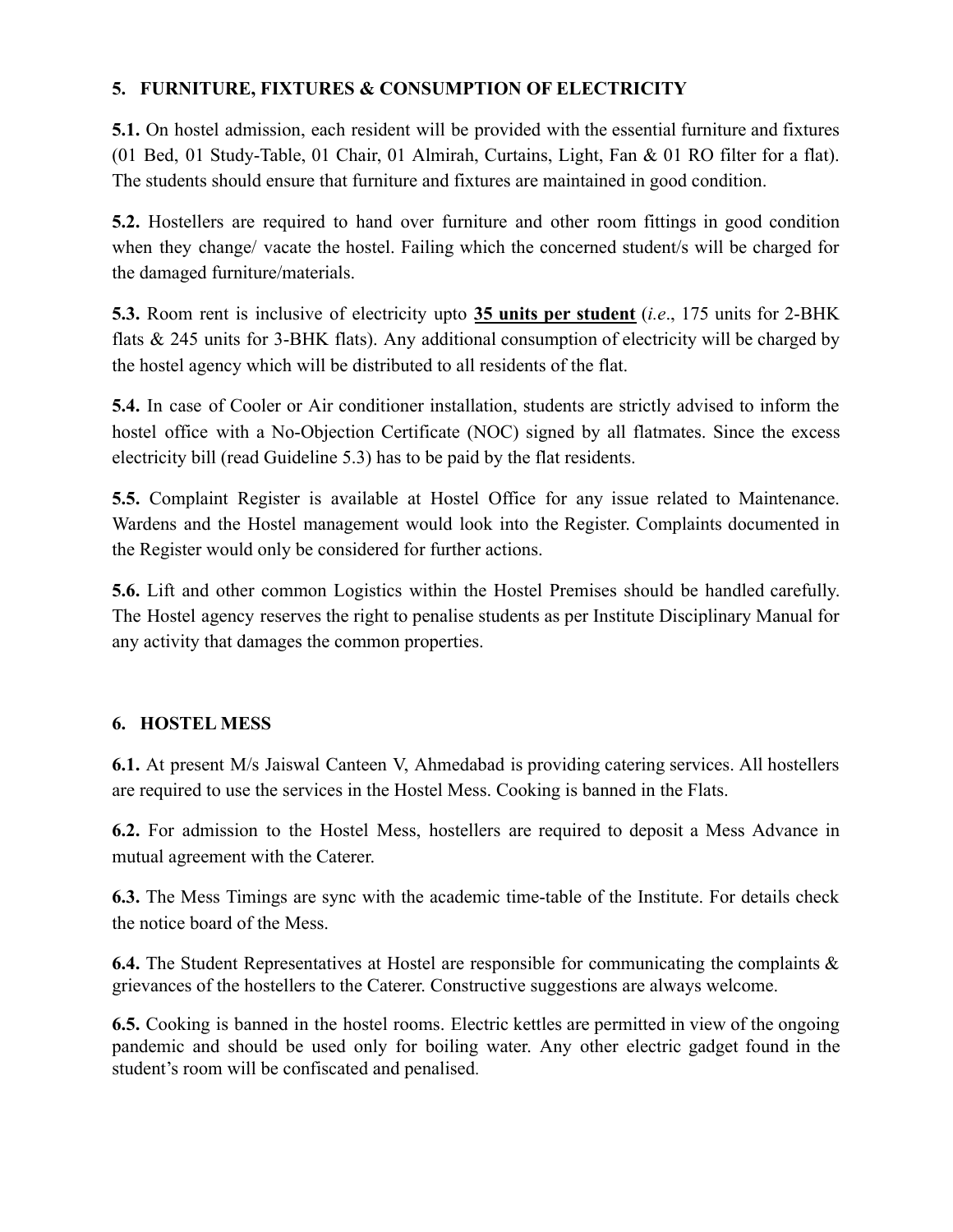## 5. FURNITURE, FIXTURES & CONSUMPTION OF ELECTRICITY

**5.1.** On hostel admission, each resident will be provided with the essential furniture and fixtures (01 Bed, 01 Study-Table, 01 Chair, 01 Almirah, Curtains, Light, Fan & 01 RO filter for a flat). The students should ensure that furniture and fixtures are maintained in good condition.

**5.2.** Hostellers are required to hand over furniture and other room fittings in good condition when they change/ vacate the hostel. Failing which the concerned student/s will be charged for the damaged furniture/materials.

**5.3.** Room rent is inclusive of electricity upto **35 units per student** (*i.e*., 175 units for 2-BHK flats & 245 units for 3-BHK flats). Any additional consumption of electricity will be charged by the hostel agency which will be distributed to all residents of the flat.

**5.4.** In case of Cooler or Air conditioner installation, students are strictly advised to inform the hostel office with a No-Objection Certificate (NOC) signed by all flatmates. Since the excess electricity bill (read Guideline 5.3) has to be paid by the flat residents.

**5.5.** Complaint Register is available at Hostel Office for any issue related to Maintenance. Wardens and the Hostel management would look into the Register. Complaints documented in the Register would only be considered for further actions.

**5.6.** Lift and other common Logistics within the Hostel Premises should be handled carefully. The Hostel agency reserves the right to penalise students as per Institute Disciplinary Manual for any activity that damages the common properties.

## 6. HOSTEL MESS

**6.1.** At present M/s Jaiswal Canteen V, Ahmedabad is providing catering services. All hostellers are required to use the services in the Hostel Mess. Cooking is banned in the Flats.

**6.2.** For admission to the Hostel Mess, hostellers are required to deposit a Mess Advance in mutual agreement with the Caterer.

**6.3.** The Mess Timings are sync with the academic time-table of the Institute. For details check the notice board of the Mess.

**6.4.** The Student Representatives at Hostel are responsible for communicating the complaints & grievances of the hostellers to the Caterer. Constructive suggestions are always welcome.

**6.5.** Cooking is banned in the hostel rooms. Electric kettles are permitted in view of the ongoing pandemic and should be used only for boiling water. Any other electric gadget found in the student's room will be confiscated and penalised.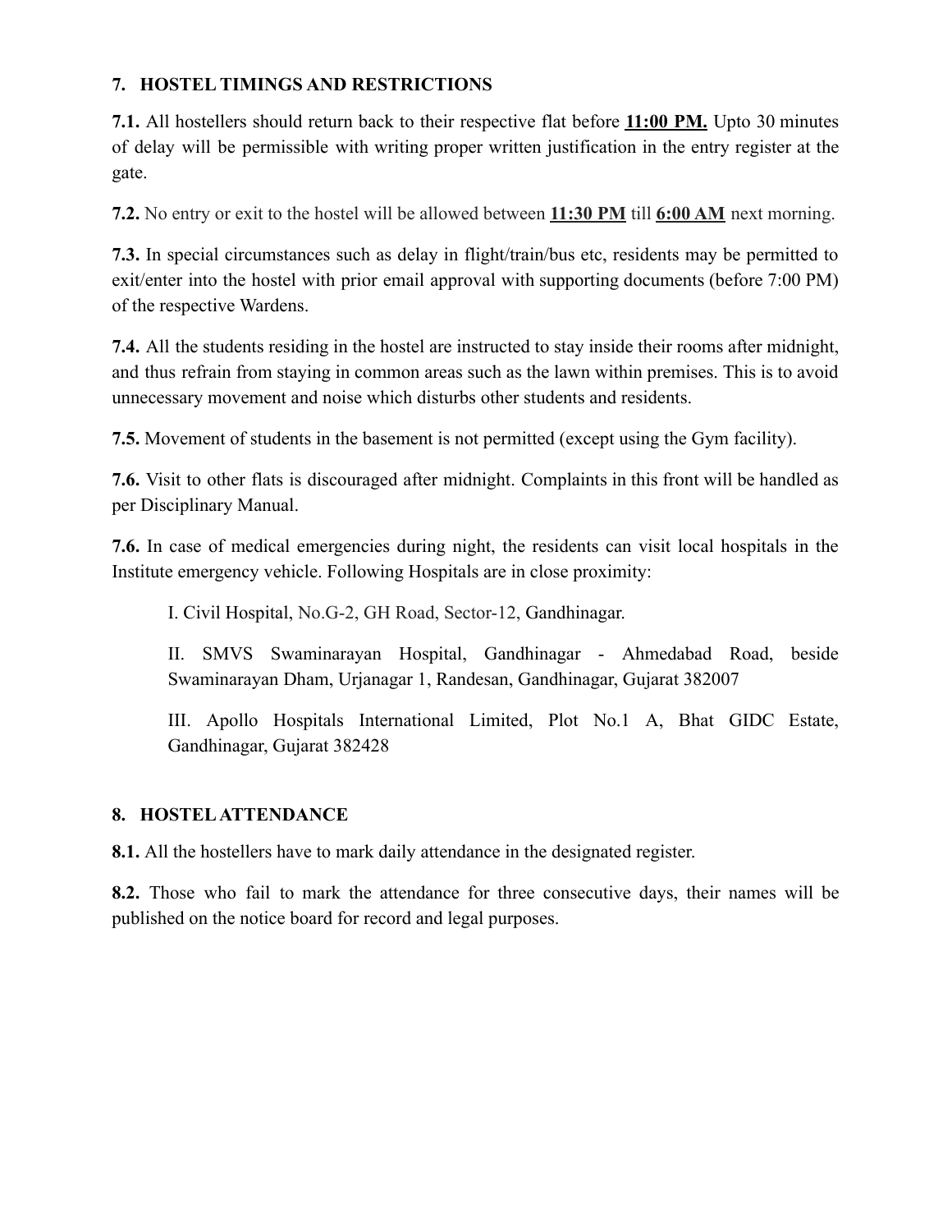## 7. HOSTEL TIMINGS AND RESTRICTIONS

**7.1.** All hostellers should return back to their respective flat before **11:00 PM.** Upto 30 minutes of delay will be permissible with writing proper written justification in the entry register at the gate.

**7.2.** No entry or exit to the hostel will be allowed between **11:30 PM** till **6:00 AM** next morning.

**7.3.** In special circumstances such as delay in flight/train/bus etc, residents may be permitted to exit/enter into the hostel with prior email approval with supporting documents (before 7:00 PM) of the respective Wardens.

**7.4.** All the students residing in the hostel are instructed to stay inside their rooms after midnight, and thus refrain from staying in common areas such as the lawn within premises. This is to avoid unnecessary movement and noise which disturbs other students and residents.

**7.5.** Movement of students in the basement is not permitted (except using the Gym facility).

**7.6.** Visit to other flats is discouraged after midnight. Complaints in this front will be handled as per Disciplinary Manual.

**7.6.** In case of medical emergencies during night, the residents can visit local hospitals in the Institute emergency vehicle. Following Hospitals are in close proximity:

I. Civil Hospital, No.G-2, GH Road, Sector-12, Gandhinagar.

II. SMVS Swaminarayan Hospital, Gandhinagar - Ahmedabad Road, beside Swaminarayan Dham, Urjanagar 1, Randesan, Gandhinagar, Gujarat 382007

III. Apollo Hospitals International Limited, Plot No.1 A, Bhat GIDC Estate, Gandhinagar, Gujarat 382428

## 8. HOSTEL ATTENDANCE

**8.1.** All the hostellers have to mark daily attendance in the designated register.

**8.2.** Those who fail to mark the attendance for three consecutive days, their names will be published on the notice board for record and legal purposes.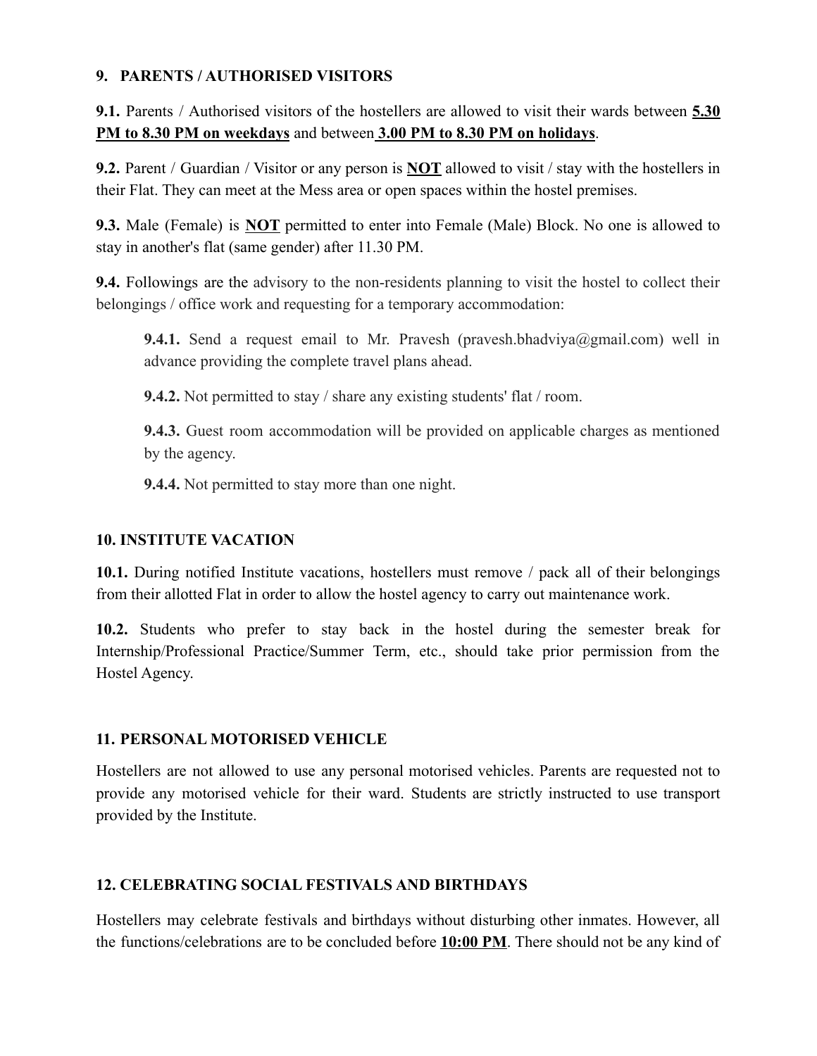## 9. PARENTS / AUTHORISED VISITORS

**9.1.** Parents / Authorised visitors of the hostellers are allowed to visit their wards between **5.30 PM to 8.30 PM on weekdays** and between **3.00 PM to 8.30 PM on holidays**.

**9.2.** Parent / Guardian / Visitor or any person is **NOT** allowed to visit / stay with the hostellers in their Flat. They can meet at the Mess area or open spaces within the hostel premises.

**9.3.** Male (Female) is **NOT** permitted to enter into Female (Male) Block. No one is allowed to stay in another's flat (same gender) after 11.30 PM.

**9.4.** Followings are the advisory to the non-residents planning to visit the hostel to collect their belongings / office work and requesting for a temporary accommodation:

> **9.4.1.** Send a request email to Mr. Pravesh (pravesh.bhadviya@gmail.com) well in advance providing the complete travel plans ahead.
>
> **9.4.2.** Not permitted to stay / share any existing students' flat / room.
>
> **9.4.3.** Guest room accommodation will be provided on applicable charges as mentioned by the agency.
>
> **9.4.4.** Not permitted to stay more than one night.

## 10. INSTITUTE VACATION

**10.1.** During notified Institute vacations, hostellers must remove / pack all of their belongings from their allotted Flat in order to allow the hostel agency to carry out maintenance work.

**10.2.** Students who prefer to stay back in the hostel during the semester break for Internship/Professional Practice/Summer Term, etc., should take prior permission from the Hostel Agency.

## 11. PERSONAL MOTORISED VEHICLE

Hostellers are not allowed to use any personal motorised vehicles. Parents are requested not to provide any motorised vehicle for their ward. Students are strictly instructed to use transport provided by the Institute.

## 12. CELEBRATING SOCIAL FESTIVALS AND BIRTHDAYS

Hostellers may celebrate festivals and birthdays without disturbing other inmates. However, all the functions/celebrations are to be concluded before **10:00 PM**. There should not be any kind of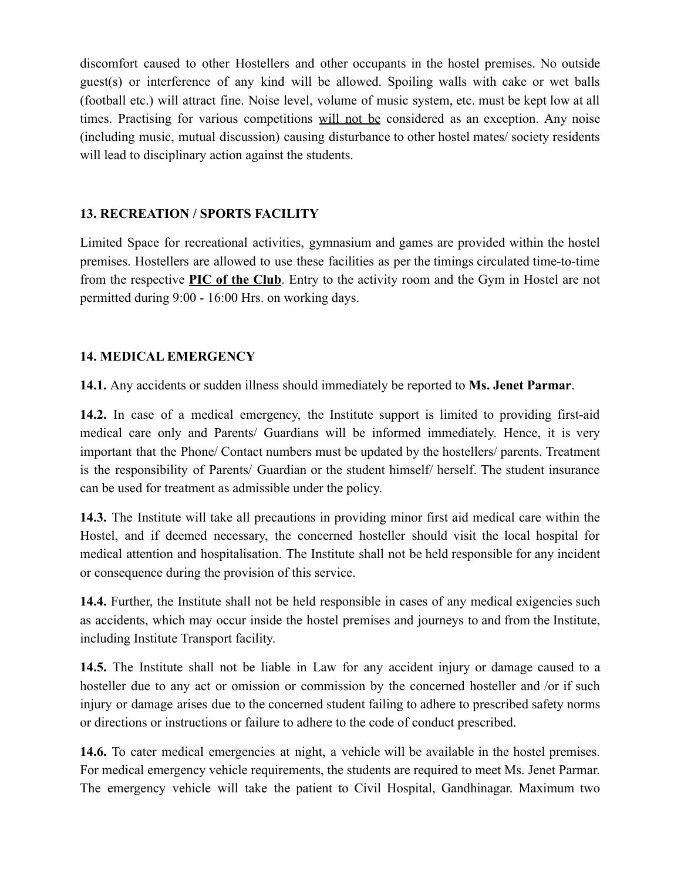discomfort caused to other Hostellers and other occupants in the hostel premises. No outside guest(s) or interference of any kind will be allowed. Spoiling walls with cake or wet balls (football etc.) will attract fine. Noise level, volume of music system, etc. must be kept low at all times. Practising for various competitions <u>will not be</u> considered as an exception. Any noise (including music, mutual discussion) causing disturbance to other hostel mates/ society residents will lead to disciplinary action against the students.

## 13. RECREATION / SPORTS FACILITY

Limited Space for recreational activities, gymnasium and games are provided within the hostel premises. Hostellers are allowed to use these facilities as per the timings circulated time-to-time from the respective **<u>PIC of the Club</u>**. Entry to the activity room and the Gym in Hostel are not permitted during 9:00 - 16:00 Hrs. on working days.

## 14. MEDICAL EMERGENCY

**14.1.** Any accidents or sudden illness should immediately be reported to **Ms. Jenet Parmar**.

**14.2.** In case of a medical emergency, the Institute support is limited to providing first-aid medical care only and Parents/ Guardians will be informed immediately. Hence, it is very important that the Phone/ Contact numbers must be updated by the hostellers/ parents. Treatment is the responsibility of Parents/ Guardian or the student himself/ herself. The student insurance can be used for treatment as admissible under the policy.

**14.3.** The Institute will take all precautions in providing minor first aid medical care within the Hostel, and if deemed necessary, the concerned hosteller should visit the local hospital for medical attention and hospitalisation. The Institute shall not be held responsible for any incident or consequence during the provision of this service.

**14.4.** Further, the Institute shall not be held responsible in cases of any medical exigencies such as accidents, which may occur inside the hostel premises and journeys to and from the Institute, including Institute Transport facility.

**14.5.** The Institute shall not be liable in Law for any accident injury or damage caused to a hosteller due to any act or omission or commission by the concerned hosteller and /or if such injury or damage arises due to the concerned student failing to adhere to prescribed safety norms or directions or instructions or failure to adhere to the code of conduct prescribed.

**14.6.** To cater medical emergencies at night, a vehicle will be available in the hostel premises. For medical emergency vehicle requirements, the students are required to meet Ms. Jenet Parmar. The emergency vehicle will take the patient to Civil Hospital, Gandhinagar. Maximum two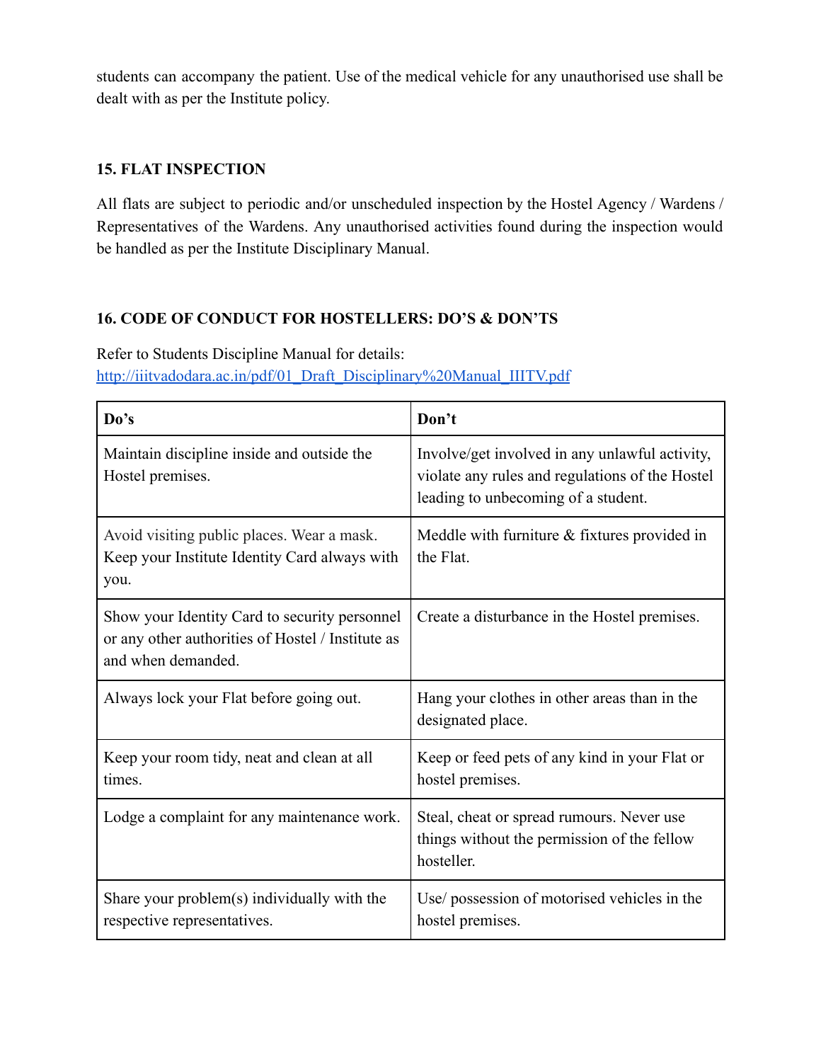students can accompany the patient. Use of the medical vehicle for any unauthorised use shall be dealt with as per the Institute policy.

## 15. FLAT INSPECTION

All flats are subject to periodic and/or unscheduled inspection by the Hostel Agency / Wardens / Representatives of the Wardens. Any unauthorised activities found during the inspection would be handled as per the Institute Disciplinary Manual.

## 16. CODE OF CONDUCT FOR HOSTELLERS: DO'S & DON'TS

Refer to Students Discipline Manual for details:
[http://iiitvadodara.ac.in/pdf/01_Draft_Disciplinary%20Manual_IIITV.pdf](http://iiitvadodara.ac.in/pdf/01_Draft_Disciplinary%20Manual_IIITV.pdf)

| **Do's** | **Don't** |
|---|---|
| Maintain discipline inside and outside the Hostel premises. | Involve/get involved in any unlawful activity, violate any rules and regulations of the Hostel leading to unbecoming of a student. |
| Avoid visiting public places. Wear a mask. Keep your Institute Identity Card always with you. | Meddle with furniture & fixtures provided in the Flat. |
| Show your Identity Card to security personnel or any other authorities of Hostel / Institute as and when demanded. | Create a disturbance in the Hostel premises. |
| Always lock your Flat before going out. | Hang your clothes in other areas than in the designated place. |
| Keep your room tidy, neat and clean at all times. | Keep or feed pets of any kind in your Flat or hostel premises. |
| Lodge a complaint for any maintenance work. | Steal, cheat or spread rumours. Never use things without the permission of the fellow hosteller. |
| Share your problem(s) individually with the respective representatives. | Use/ possession of motorised vehicles in the hostel premises. |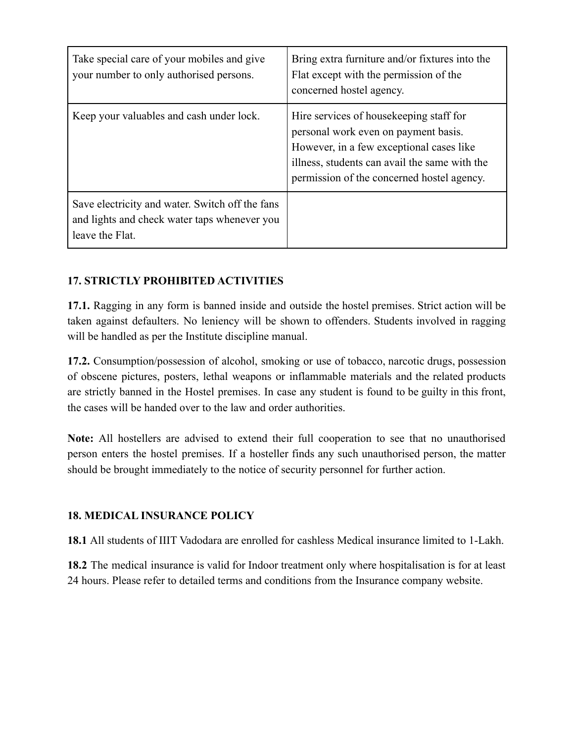| Take special care of your mobiles and give your number to only authorised persons. | Bring extra furniture and/or fixtures into the Flat except with the permission of the concerned hostel agency. |
|---|---|
| Keep your valuables and cash under lock. | Hire services of housekeeping staff for personal work even on payment basis. However, in a few exceptional cases like illness, students can avail the same with the permission of the concerned hostel agency. |
| Save electricity and water. Switch off the fans and lights and check water taps whenever you leave the Flat. | |

**17. STRICTLY PROHIBITED ACTIVITIES**

**17.1.** Ragging in any form is banned inside and outside the hostel premises. Strict action will be taken against defaulters. No leniency will be shown to offenders. Students involved in ragging will be handled as per the Institute discipline manual.

**17.2.** Consumption/possession of alcohol, smoking or use of tobacco, narcotic drugs, possession of obscene pictures, posters, lethal weapons or inflammable materials and the related products are strictly banned in the Hostel premises. In case any student is found to be guilty in this front, the cases will be handed over to the law and order authorities.

**Note:** All hostellers are advised to extend their full cooperation to see that no unauthorised person enters the hostel premises. If a hosteller finds any such unauthorised person, the matter should be brought immediately to the notice of security personnel for further action.

**18. MEDICAL INSURANCE POLICY**

**18.1** All students of IIIT Vadodara are enrolled for cashless Medical insurance limited to 1-Lakh.

**18.2** The medical insurance is valid for Indoor treatment only where hospitalisation is for at least 24 hours. Please refer to detailed terms and conditions from the Insurance company website.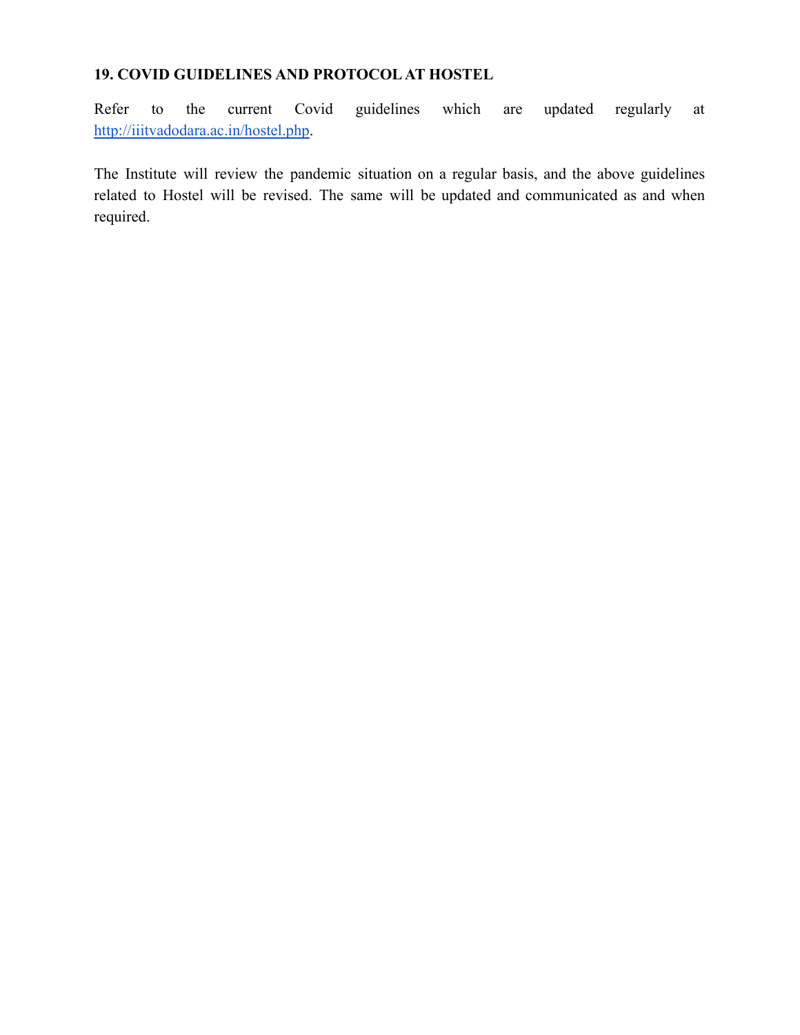## 19. COVID GUIDELINES AND PROTOCOL AT HOSTEL

Refer to the current Covid guidelines which are updated regularly at [http://iiitvadodara.ac.in/hostel.php](http://iiitvadodara.ac.in/hostel.php).

The Institute will review the pandemic situation on a regular basis, and the above guidelines related to Hostel will be revised. The same will be updated and communicated as and when required.